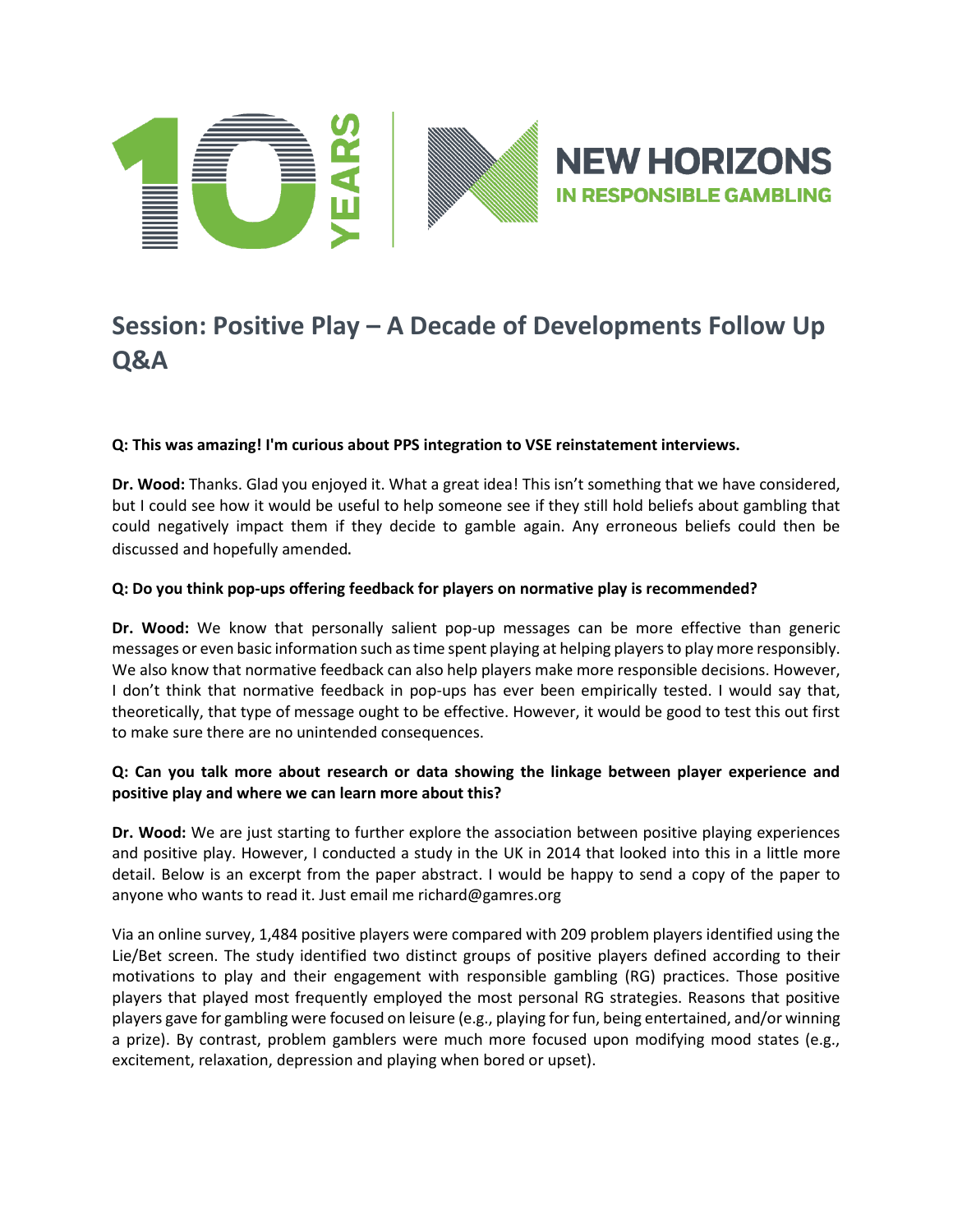# Session: Positive Play – A Decade of Developments Follow Up Q&A

**Q: This was amazing! I'm curious about PPS integration to VSE reinstatement interviews.**

**Dr. Wood:** Thanks. Glad you enjoyed it. What a great idea! This isn't something that we have considered, but I could see how it would be useful to help someone see if they still hold beliefs about gambling that could negatively impact them if they decide to gamble again. Any erroneous beliefs could then be discussed and hopefully amended.

**Q: Do you think pop-ups offering feedback for players on normative play is recommended?**

**Dr. Wood:** We know that personally salient pop-up messages can be more effective than generic messages or even basic information such as time spent playing at helping players to play more responsibly. We also know that normative feedback can also help players make more responsible decisions. However, I don't think that normative feedback in pop-ups has ever been empirically tested. I would say that, theoretically, that type of message ought to be effective. However, it would be good to test this out first to make sure there are no unintended consequences.

**Q: Can you talk more about research or data showing the linkage between player experience and positive play and where we can learn more about this?**

**Dr. Wood:** We are just starting to further explore the association between positive playing experiences and positive play. However, I conducted a study in the UK in 2014 that looked into this in a little more detail. Below is an excerpt from the paper abstract. I would be happy to send a copy of the paper to anyone who wants to read it. Just email me richard@gamres.org

Via an online survey, 1,484 positive players were compared with 209 problem players identified using the Lie/Bet screen. The study identified two distinct groups of positive players defined according to their motivations to play and their engagement with responsible gambling (RG) practices. Those positive players that played most frequently employed the most personal RG strategies. Reasons that positive players gave for gambling were focused on leisure (e.g., playing for fun, being entertained, and/or winning a prize). By contrast, problem gamblers were much more focused upon modifying mood states (e.g., excitement, relaxation, depression and playing when bored or upset).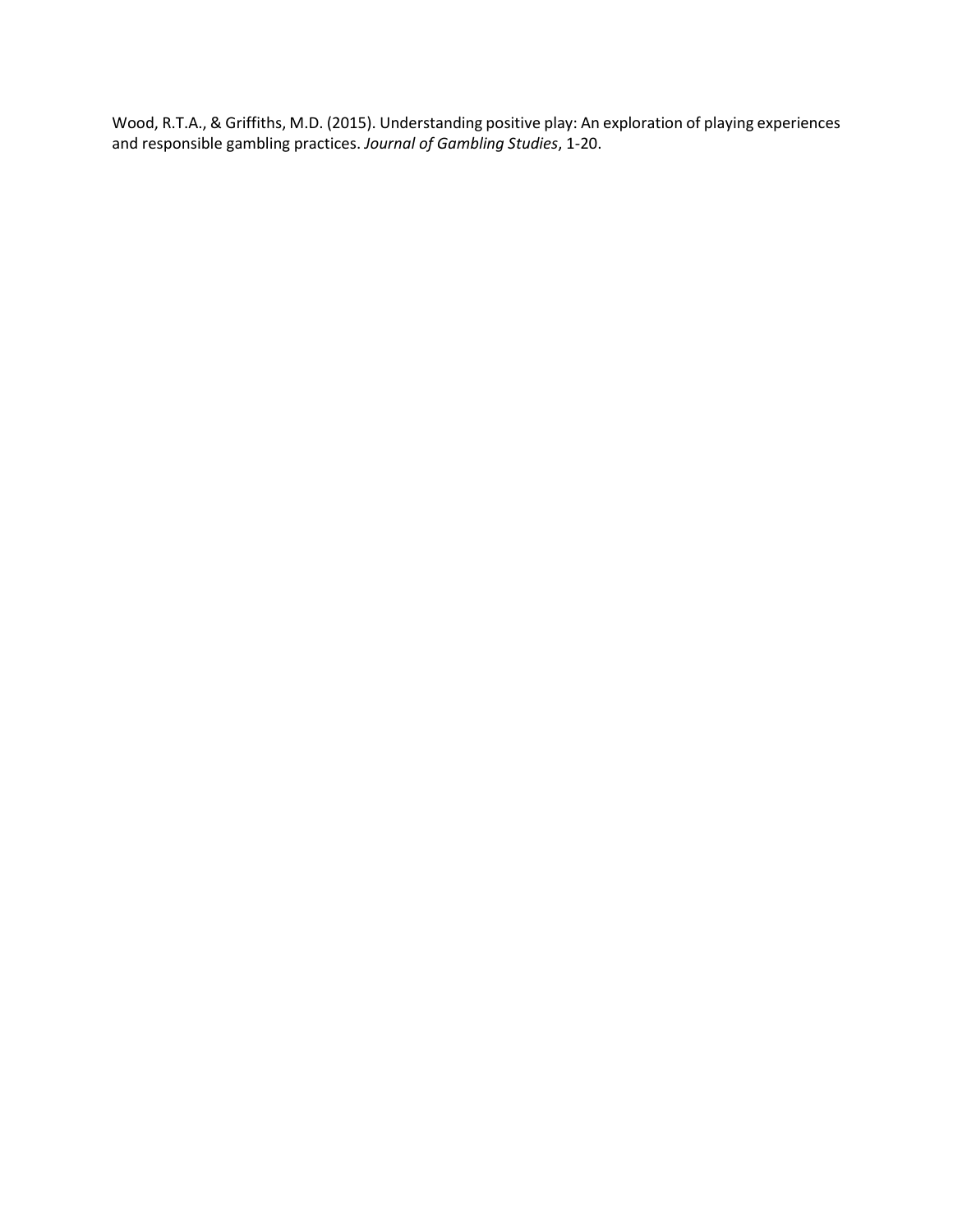Wood, R.T.A., & Griffiths, M.D. (2015). Understanding positive play: An exploration of playing experiences and responsible gambling practices. *Journal of Gambling Studies*, 1-20.